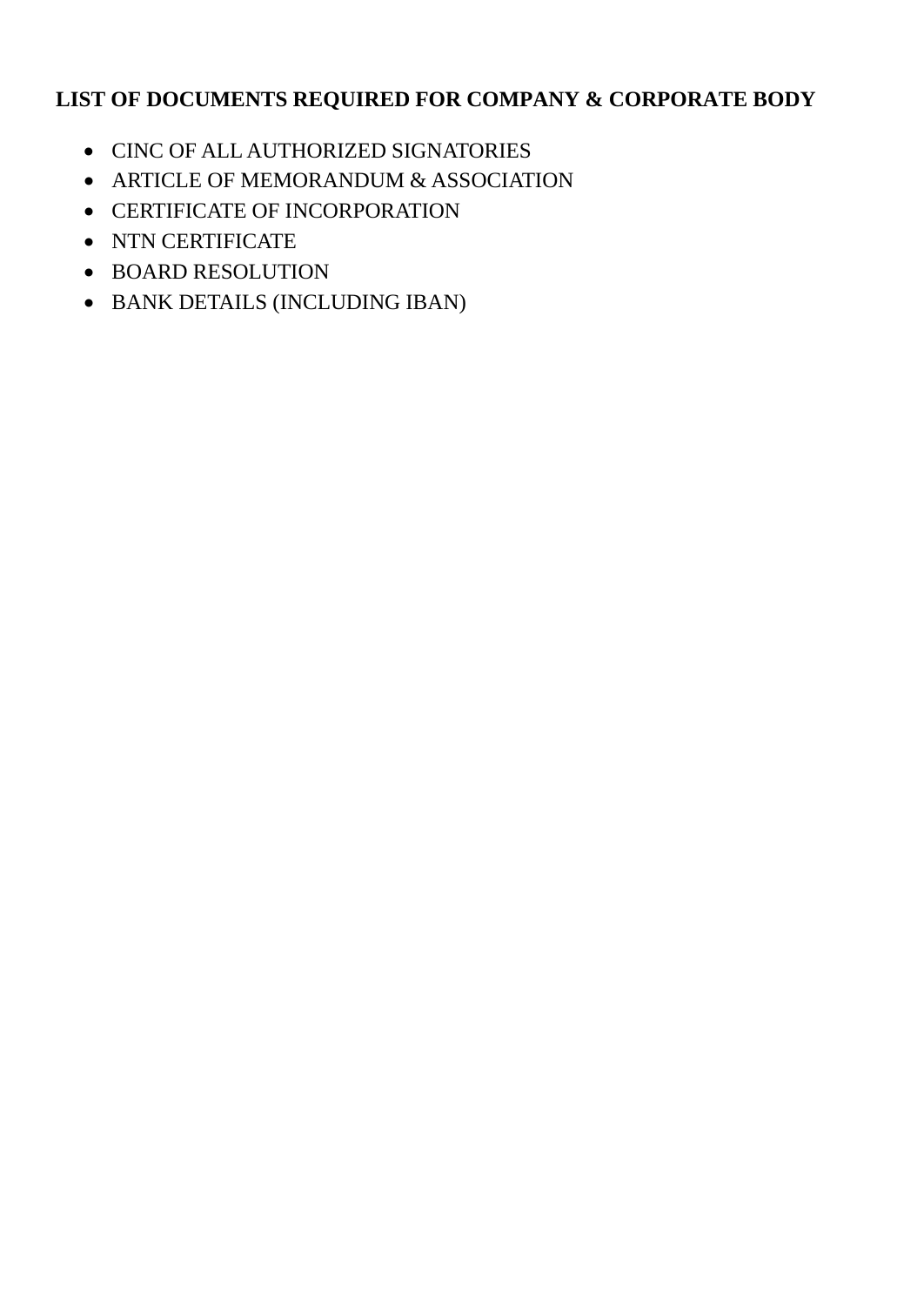**LIST OF DOCUMENTS REQUIRED FOR COMPANY & CORPORATE BODY**

- CINC OF ALL AUTHORIZED SIGNATORIES
- ARTICLE OF MEMORANDUM & ASSOCIATION
- CERTIFICATE OF INCORPORATION
- NTN CERTIFICATE
- BOARD RESOLUTION
- BANK DETAILS (INCLUDING IBAN)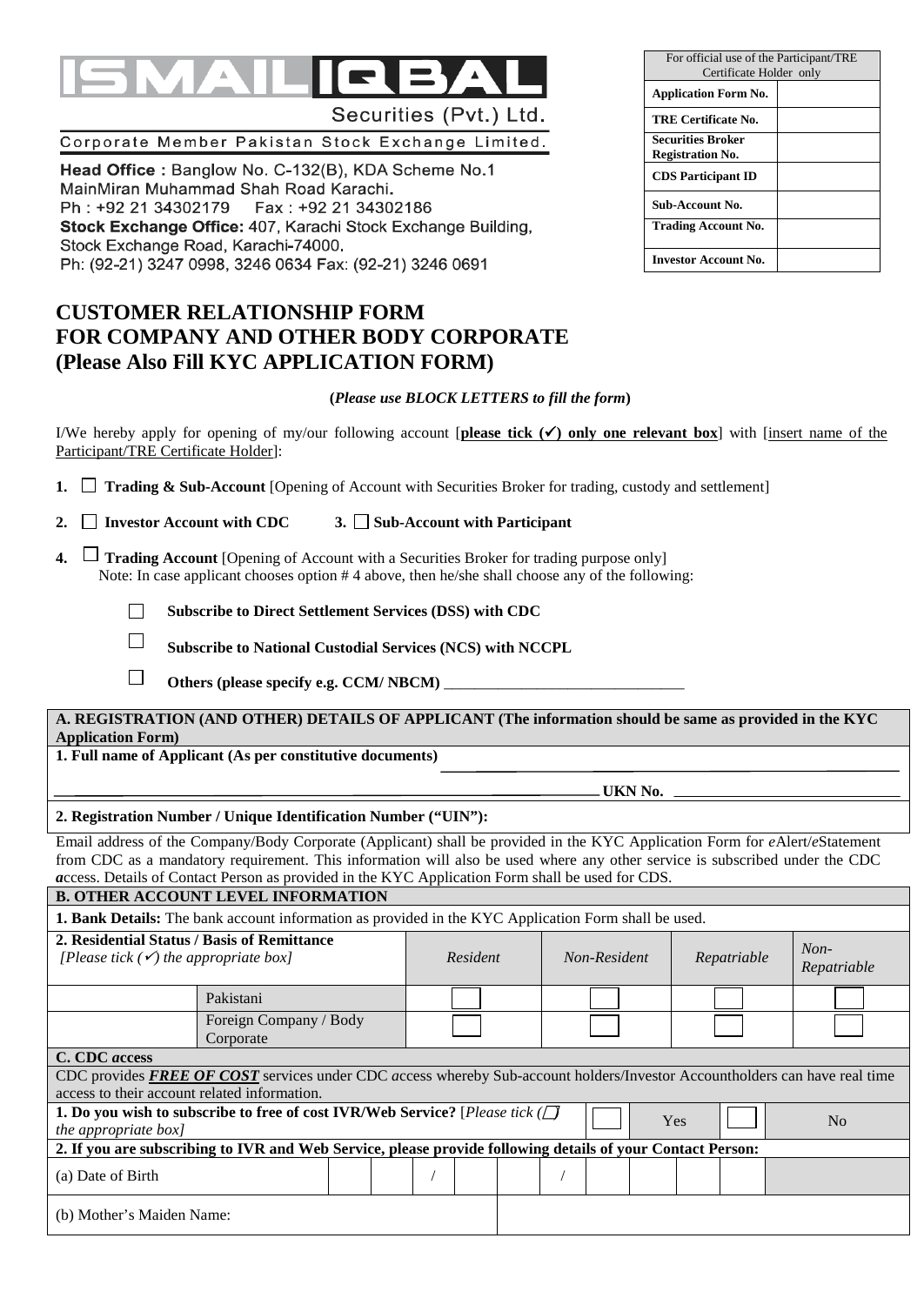# ISMAIL IQBAL

Securities (Pvt.) Ltd.

Corporate Member Pakistan Stock Exchange Limited.

**Head Office :** Banglow No. C-132(B), KDA Scheme No.1 MainMiran Muhammad Shah Road Karachi.
Ph : +92 21 34302179 Fax : +92 21 34302186
**Stock Exchange Office:** 407, Karachi Stock Exchange Building, Stock Exchange Road, Karachi-74000.
Ph: (92-21) 3247 0998, 3246 0634 Fax: (92-21) 3246 0691

| For official use of the Participant/TRE Certificate Holder only | |
|---|---|
| **Application Form No.** | |
| **TRE Certificate No.** | |
| **Securities Broker Registration No.** | |
| **CDS Participant ID** | |
| **Sub-Account No.** | |
| **Trading Account No.** | |
| **Investor Account No.** | |

# CUSTOMER RELATIONSHIP FORM FOR COMPANY AND OTHER BODY CORPORATE (Please Also Fill KYC APPLICATION FORM)

**(*Please use BLOCK LETTERS to fill the form*)**

I/We hereby apply for opening of my/our following account [**please tick (✓) only one relevant box**] with [insert name of the Participant/TRE Certificate Holder]:

1. ☐ **Trading & Sub-Account** [Opening of Account with Securities Broker for trading, custody and settlement]
2. ☐ **Investor Account with CDC**  3. ☐ **Sub-Account with Participant**
4. ☐ **Trading Account** [Opening of Account with a Securities Broker for trading purpose only]
   Note: In case applicant chooses option # 4 above, then he/she shall choose any of the following:
   - ☐ **Subscribe to Direct Settlement Services (DSS) with CDC**
   - ☐ **Subscribe to National Custodial Services (NCS) with NCCPL**
   - ☐ **Others (please specify e.g. CCM/ NBCM)** _______________________________

**A. REGISTRATION (AND OTHER) DETAILS OF APPLICANT (The information should be same as provided in the KYC Application Form)**

**1. Full name of Applicant (As per constitutive documents)** ______________________________________________

______________________________________________ **UKN No.** ______________________________

**2. Registration Number / Unique Identification Number ("UIN"):**

Email address of the Company/Body Corporate (Applicant) shall be provided in the KYC Application Form for *e*Alert/*e*Statement from CDC as a mandatory requirement. This information will also be used where any other service is subscribed under the CDC ***a***ccess. Details of Contact Person as provided in the KYC Application Form shall be used for CDS.

**B. OTHER ACCOUNT LEVEL INFORMATION**

**1. Bank Details:** The bank account information as provided in the KYC Application Form shall be used.

| **2. Residential Status / Basis of Remittance** *[Please tick (✓) the appropriate box]* | | *Resident* | *Non-Resident* | *Repatriable* | *Non-Repatriable* |
|---|---|---|---|---|---|
| | Pakistani | ☐ | ☐ | ☐ | ☐ |
| | Foreign Company / Body Corporate | ☐ | ☐ | ☐ | ☐ |

**C. CDC *a*ccess**

CDC provides ***FREE OF COST*** services under CDC *a*ccess whereby Sub-account holders/Investor Accountholders can have real time access to their account related information.

**1. Do you wish to subscribe to free of cost IVR/Web Service?** [*Please tick (☐) the appropriate box]* ☐ Yes ☐ No

**2. If you are subscribing to IVR and Web Service, please provide following details of your Contact Person:**

| (a) Date of Birth | ☐☐ / ☐☐ / ☐☐☐☐ |
|---|---|
| (b) Mother's Maiden Name: | |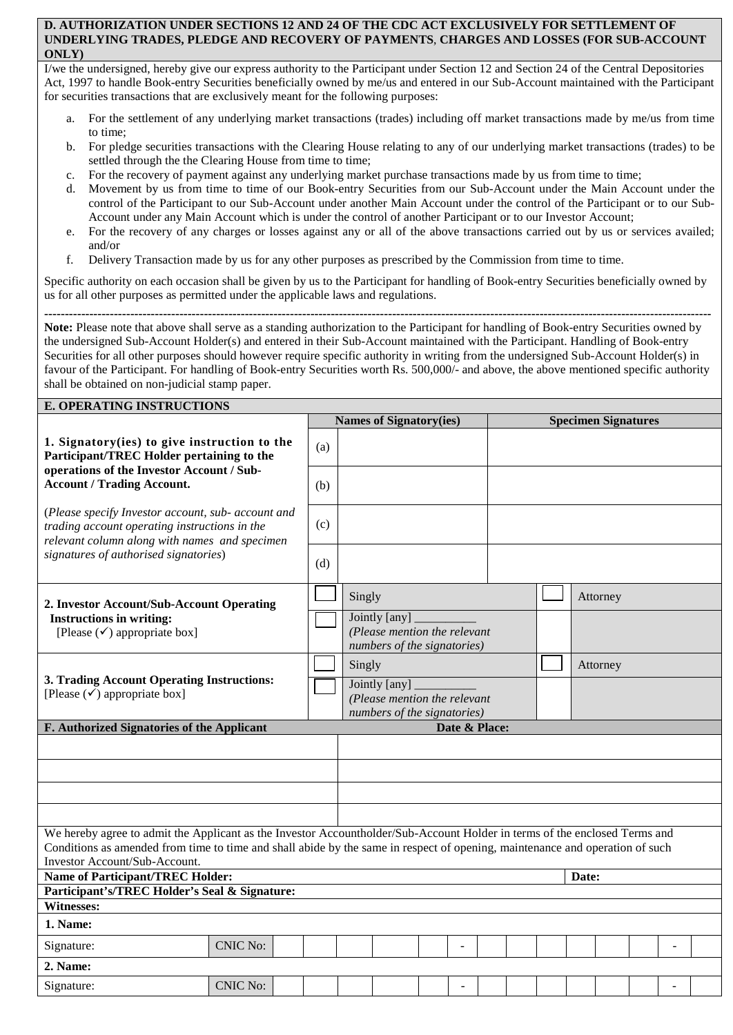## D. AUTHORIZATION UNDER SECTIONS 12 AND 24 OF THE CDC ACT EXCLUSIVELY FOR SETTLEMENT OF UNDERLYING TRADES, PLEDGE AND RECOVERY OF PAYMENTS, CHARGES AND LOSSES (FOR SUB-ACCOUNT ONLY)

I/we the undersigned, hereby give our express authority to the Participant under Section 12 and Section 24 of the Central Depositories Act, 1997 to handle Book-entry Securities beneficially owned by me/us and entered in our Sub-Account maintained with the Participant for securities transactions that are exclusively meant for the following purposes:

a. For the settlement of any underlying market transactions (trades) including off market transactions made by me/us from time to time;
b. For pledge securities transactions with the Clearing House relating to any of our underlying market transactions (trades) to be settled through the the Clearing House from time to time;
c. For the recovery of payment against any underlying market purchase transactions made by us from time to time;
d. Movement by us from time to time of our Book-entry Securities from our Sub-Account under the Main Account under the control of the Participant to our Sub-Account under another Main Account under the control of the Participant or to our Sub-Account under any Main Account which is under the control of another Participant or to our Investor Account;
e. For the recovery of any charges or losses against any or all of the above transactions carried out by us or services availed; and/or
f. Delivery Transaction made by us for any other purposes as prescribed by the Commission from time to time.

Specific authority on each occasion shall be given by us to the Participant for handling of Book-entry Securities beneficially owned by us for all other purposes as permitted under the applicable laws and regulations.

---

**Note:** Please note that above shall serve as a standing authorization to the Participant for handling of Book-entry Securities owned by the undersigned Sub-Account Holder(s) and entered in their Sub-Account maintained with the Participant. Handling of Book-entry Securities for all other purposes should however require specific authority in writing from the undersigned Sub-Account Holder(s) in favour of the Participant. For handling of Book-entry Securities worth Rs. 500,000/- and above, the above mentioned specific authority shall be obtained on non-judicial stamp paper.

## E. OPERATING INSTRUCTIONS

| | | Names of Signatory(ies) | Specimen Signatures |
|---|---|---|---|
| **1. Signatory(ies) to give instruction to the Participant/TREC Holder pertaining to the operations of the Investor Account / Sub-Account / Trading Account.** (*Please specify Investor account, sub- account and trading account operating instructions in the relevant column along with names and specimen signatures of authorised signatories*) | (a) | | |
| | (b) | | |
| | (c) | | |
| | (d) | | |

| | | | | |
|---|---|---|---|---|
| **2. Investor Account/Sub-Account Operating Instructions in writing:** [Please (✓) appropriate box] | ☐ | Singly | ☐ | Attorney |
| | ☐ | Jointly [any] \_\_\_\_\_\_\_\_\_\_ *(Please mention the relevant numbers of the signatories)* | | |
| **3. Trading Account Operating Instructions:** [Please (✓) appropriate box] | ☐ | Singly | ☐ | Attorney |
| | ☐ | Jointly [any] \_\_\_\_\_\_\_\_\_\_ *(Please mention the relevant numbers of the signatories)* | | |

| F. Authorized Signatories of the Applicant | Date & Place: |
|---|---|
| | |
| | |
| | |
| | |

We hereby agree to admit the Applicant as the Investor Accountholder/Sub-Account Holder in terms of the enclosed Terms and Conditions as amended from time to time and shall abide by the same in respect of opening, maintenance and operation of such Investor Account/Sub-Account.

**Name of Participant/TREC Holder:** **Date:**

**Participant's/TREC Holder's Seal & Signature:**

**Witnesses:**

**1. Name:**

| Signature: | CNIC No: | | | | | | - | | | | | | | - | |
|---|---|---|---|---|---|---|---|---|---|---|---|---|---|---|---|

**2. Name:**

| Signature: | CNIC No: | | | | | | - | | | | | | | - | |
|---|---|---|---|---|---|---|---|---|---|---|---|---|---|---|---|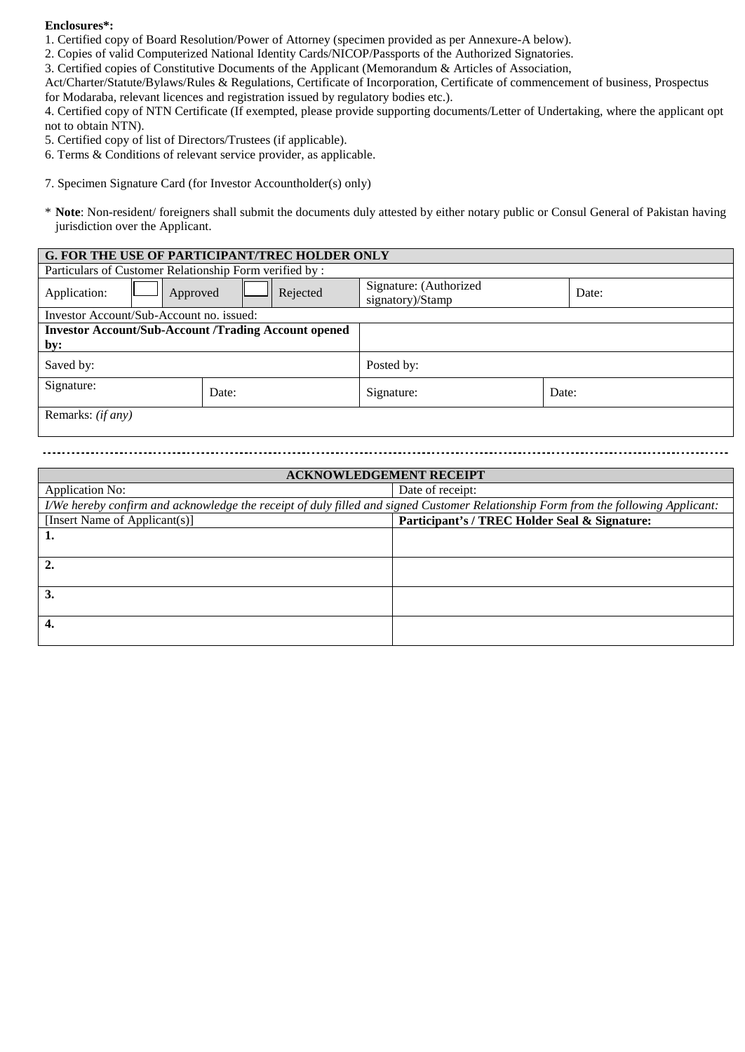**Enclosures*:**

1. Certified copy of Board Resolution/Power of Attorney (specimen provided as per Annexure-A below).
2. Copies of valid Computerized National Identity Cards/NICOP/Passports of the Authorized Signatories.
3. Certified copies of Constitutive Documents of the Applicant (Memorandum & Articles of Association, Act/Charter/Statute/Bylaws/Rules & Regulations, Certificate of Incorporation, Certificate of commencement of business, Prospectus for Modaraba, relevant licences and registration issued by regulatory bodies etc.).
4. Certified copy of NTN Certificate (If exempted, please provide supporting documents/Letter of Undertaking, where the applicant opt not to obtain NTN).
5. Certified copy of list of Directors/Trustees (if applicable).
6. Terms & Conditions of relevant service provider, as applicable.
7. Specimen Signature Card (for Investor Accountholder(s) only)

* **Note**: Non-resident/ foreigners shall submit the documents duly attested by either notary public or Consul General of Pakistan having jurisdiction over the Applicant.

| **G. FOR THE USE OF PARTICIPANT/TREC HOLDER ONLY** | | | | | |
|---|---|---|---|---|---|
| Particulars of Customer Relationship Form verified by : | | | | | |
| Application: | ☐ Approved | ☐ Rejected | Signature: (Authorized signatory)/Stamp | | Date: |
| Investor Account/Sub-Account no. issued: | | | | | |
| **Investor Account/Sub-Account /Trading Account opened by:** | | | | | |
| Saved by: | | | Posted by: | | |
| Signature: | Date: | | Signature: | Date: | |
| Remarks: *(if any)* | | | | | |

| **ACKNOWLEDGEMENT RECEIPT** | |
|---|---|
| Application No: | Date of receipt: |
| *I/We hereby confirm and acknowledge the receipt of duly filled and signed Customer Relationship Form from the following Applicant:* | |
| [Insert Name of Applicant(s)] | **Participant's / TREC Holder Seal & Signature:** |
| **1.** | |
| **2.** | |
| **3.** | |
| **4.** | |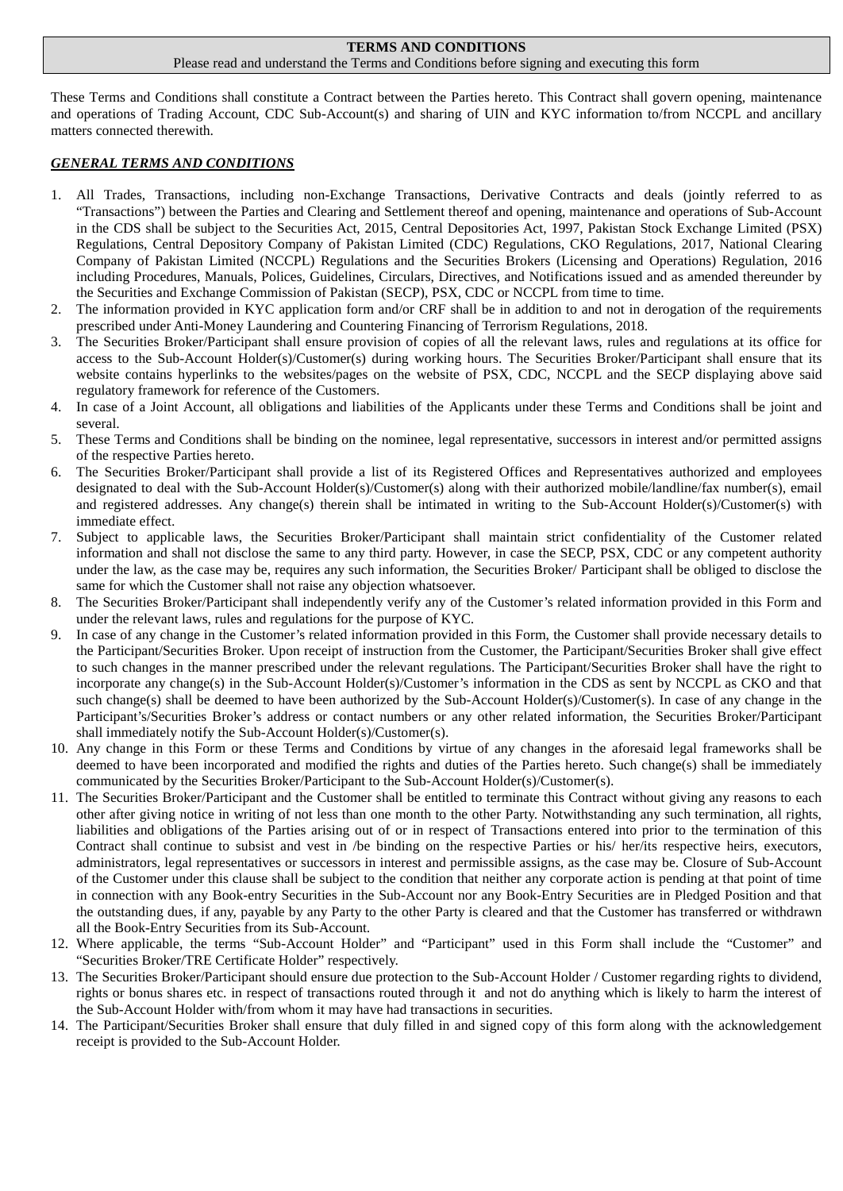**TERMS AND CONDITIONS**

Please read and understand the Terms and Conditions before signing and executing this form

These Terms and Conditions shall constitute a Contract between the Parties hereto. This Contract shall govern opening, maintenance and operations of Trading Account, CDC Sub-Account(s) and sharing of UIN and KYC information to/from NCCPL and ancillary matters connected therewith.

***GENERAL TERMS AND CONDITIONS***

1. All Trades, Transactions, including non-Exchange Transactions, Derivative Contracts and deals (jointly referred to as "Transactions") between the Parties and Clearing and Settlement thereof and opening, maintenance and operations of Sub-Account in the CDS shall be subject to the Securities Act, 2015, Central Depositories Act, 1997, Pakistan Stock Exchange Limited (PSX) Regulations, Central Depository Company of Pakistan Limited (CDC) Regulations, CKO Regulations, 2017, National Clearing Company of Pakistan Limited (NCCPL) Regulations and the Securities Brokers (Licensing and Operations) Regulation, 2016 including Procedures, Manuals, Polices, Guidelines, Circulars, Directives, and Notifications issued and as amended thereunder by the Securities and Exchange Commission of Pakistan (SECP), PSX, CDC or NCCPL from time to time.
2. The information provided in KYC application form and/or CRF shall be in addition to and not in derogation of the requirements prescribed under Anti-Money Laundering and Countering Financing of Terrorism Regulations, 2018.
3. The Securities Broker/Participant shall ensure provision of copies of all the relevant laws, rules and regulations at its office for access to the Sub-Account Holder(s)/Customer(s) during working hours. The Securities Broker/Participant shall ensure that its website contains hyperlinks to the websites/pages on the website of PSX, CDC, NCCPL and the SECP displaying above said regulatory framework for reference of the Customers.
4. In case of a Joint Account, all obligations and liabilities of the Applicants under these Terms and Conditions shall be joint and several.
5. These Terms and Conditions shall be binding on the nominee, legal representative, successors in interest and/or permitted assigns of the respective Parties hereto.
6. The Securities Broker/Participant shall provide a list of its Registered Offices and Representatives authorized and employees designated to deal with the Sub-Account Holder(s)/Customer(s) along with their authorized mobile/landline/fax number(s), email and registered addresses. Any change(s) therein shall be intimated in writing to the Sub-Account Holder(s)/Customer(s) with immediate effect.
7. Subject to applicable laws, the Securities Broker/Participant shall maintain strict confidentiality of the Customer related information and shall not disclose the same to any third party. However, in case the SECP, PSX, CDC or any competent authority under the law, as the case may be, requires any such information, the Securities Broker/ Participant shall be obliged to disclose the same for which the Customer shall not raise any objection whatsoever.
8. The Securities Broker/Participant shall independently verify any of the Customer's related information provided in this Form and under the relevant laws, rules and regulations for the purpose of KYC.
9. In case of any change in the Customer's related information provided in this Form, the Customer shall provide necessary details to the Participant/Securities Broker. Upon receipt of instruction from the Customer, the Participant/Securities Broker shall give effect to such changes in the manner prescribed under the relevant regulations. The Participant/Securities Broker shall have the right to incorporate any change(s) in the Sub-Account Holder(s)/Customer's information in the CDS as sent by NCCPL as CKO and that such change(s) shall be deemed to have been authorized by the Sub-Account Holder(s)/Customer(s). In case of any change in the Participant's/Securities Broker's address or contact numbers or any other related information, the Securities Broker/Participant shall immediately notify the Sub-Account Holder(s)/Customer(s).
10. Any change in this Form or these Terms and Conditions by virtue of any changes in the aforesaid legal frameworks shall be deemed to have been incorporated and modified the rights and duties of the Parties hereto. Such change(s) shall be immediately communicated by the Securities Broker/Participant to the Sub-Account Holder(s)/Customer(s).
11. The Securities Broker/Participant and the Customer shall be entitled to terminate this Contract without giving any reasons to each other after giving notice in writing of not less than one month to the other Party. Notwithstanding any such termination, all rights, liabilities and obligations of the Parties arising out of or in respect of Transactions entered into prior to the termination of this Contract shall continue to subsist and vest in /be binding on the respective Parties or his/ her/its respective heirs, executors, administrators, legal representatives or successors in interest and permissible assigns, as the case may be. Closure of Sub-Account of the Customer under this clause shall be subject to the condition that neither any corporate action is pending at that point of time in connection with any Book-entry Securities in the Sub-Account nor any Book-Entry Securities are in Pledged Position and that the outstanding dues, if any, payable by any Party to the other Party is cleared and that the Customer has transferred or withdrawn all the Book-Entry Securities from its Sub-Account.
12. Where applicable, the terms "Sub-Account Holder" and "Participant" used in this Form shall include the "Customer" and "Securities Broker/TRE Certificate Holder" respectively.
13. The Securities Broker/Participant should ensure due protection to the Sub-Account Holder / Customer regarding rights to dividend, rights or bonus shares etc. in respect of transactions routed through it and not do anything which is likely to harm the interest of the Sub-Account Holder with/from whom it may have had transactions in securities.
14. The Participant/Securities Broker shall ensure that duly filled in and signed copy of this form along with the acknowledgement receipt is provided to the Sub-Account Holder.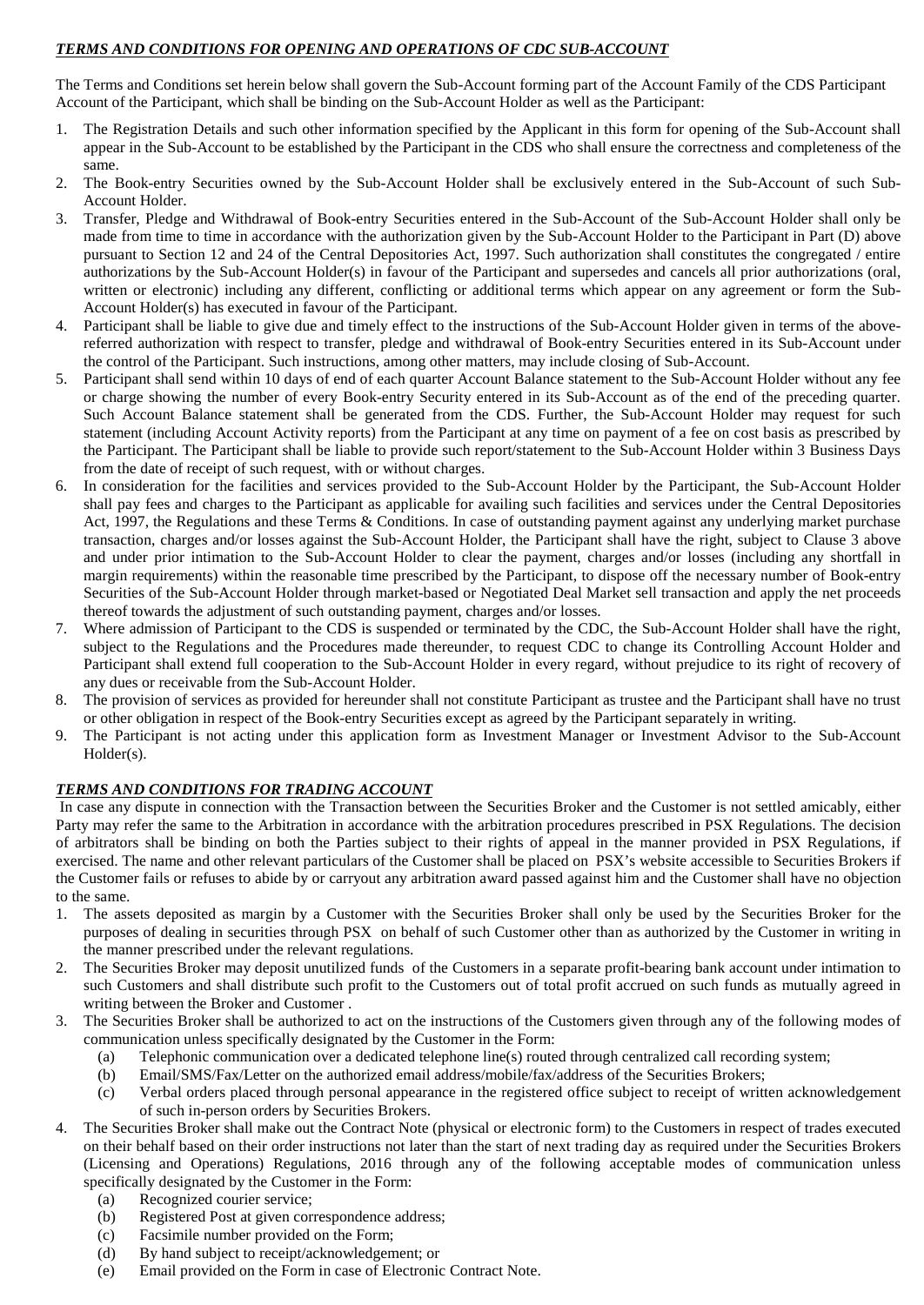***TERMS AND CONDITIONS FOR OPENING AND OPERATIONS OF CDC SUB-ACCOUNT***

The Terms and Conditions set herein below shall govern the Sub-Account forming part of the Account Family of the CDS Participant Account of the Participant, which shall be binding on the Sub-Account Holder as well as the Participant:

1. The Registration Details and such other information specified by the Applicant in this form for opening of the Sub-Account shall appear in the Sub-Account to be established by the Participant in the CDS who shall ensure the correctness and completeness of the same.
2. The Book-entry Securities owned by the Sub-Account Holder shall be exclusively entered in the Sub-Account of such Sub-Account Holder.
3. Transfer, Pledge and Withdrawal of Book-entry Securities entered in the Sub-Account of the Sub-Account Holder shall only be made from time to time in accordance with the authorization given by the Sub-Account Holder to the Participant in Part (D) above pursuant to Section 12 and 24 of the Central Depositories Act, 1997. Such authorization shall constitutes the congregated / entire authorizations by the Sub-Account Holder(s) in favour of the Participant and supersedes and cancels all prior authorizations (oral, written or electronic) including any different, conflicting or additional terms which appear on any agreement or form the Sub-Account Holder(s) has executed in favour of the Participant.
4. Participant shall be liable to give due and timely effect to the instructions of the Sub-Account Holder given in terms of the above-referred authorization with respect to transfer, pledge and withdrawal of Book-entry Securities entered in its Sub-Account under the control of the Participant. Such instructions, among other matters, may include closing of Sub-Account.
5. Participant shall send within 10 days of end of each quarter Account Balance statement to the Sub-Account Holder without any fee or charge showing the number of every Book-entry Security entered in its Sub-Account as of the end of the preceding quarter. Such Account Balance statement shall be generated from the CDS. Further, the Sub-Account Holder may request for such statement (including Account Activity reports) from the Participant at any time on payment of a fee on cost basis as prescribed by the Participant. The Participant shall be liable to provide such report/statement to the Sub-Account Holder within 3 Business Days from the date of receipt of such request, with or without charges.
6. In consideration for the facilities and services provided to the Sub-Account Holder by the Participant, the Sub-Account Holder shall pay fees and charges to the Participant as applicable for availing such facilities and services under the Central Depositories Act, 1997, the Regulations and these Terms & Conditions. In case of outstanding payment against any underlying market purchase transaction, charges and/or losses against the Sub-Account Holder, the Participant shall have the right, subject to Clause 3 above and under prior intimation to the Sub-Account Holder to clear the payment, charges and/or losses (including any shortfall in margin requirements) within the reasonable time prescribed by the Participant, to dispose off the necessary number of Book-entry Securities of the Sub-Account Holder through market-based or Negotiated Deal Market sell transaction and apply the net proceeds thereof towards the adjustment of such outstanding payment, charges and/or losses.
7. Where admission of Participant to the CDS is suspended or terminated by the CDC, the Sub-Account Holder shall have the right, subject to the Regulations and the Procedures made thereunder, to request CDC to change its Controlling Account Holder and Participant shall extend full cooperation to the Sub-Account Holder in every regard, without prejudice to its right of recovery of any dues or receivable from the Sub-Account Holder.
8. The provision of services as provided for hereunder shall not constitute Participant as trustee and the Participant shall have no trust or other obligation in respect of the Book-entry Securities except as agreed by the Participant separately in writing.
9. The Participant is not acting under this application form as Investment Manager or Investment Advisor to the Sub-Account Holder(s).

***TERMS AND CONDITIONS FOR TRADING ACCOUNT***

In case any dispute in connection with the Transaction between the Securities Broker and the Customer is not settled amicably, either Party may refer the same to the Arbitration in accordance with the arbitration procedures prescribed in PSX Regulations. The decision of arbitrators shall be binding on both the Parties subject to their rights of appeal in the manner provided in PSX Regulations, if exercised. The name and other relevant particulars of the Customer shall be placed on PSX's website accessible to Securities Brokers if the Customer fails or refuses to abide by or carryout any arbitration award passed against him and the Customer shall have no objection to the same.

1. The assets deposited as margin by a Customer with the Securities Broker shall only be used by the Securities Broker for the purposes of dealing in securities through PSX on behalf of such Customer other than as authorized by the Customer in writing in the manner prescribed under the relevant regulations.
2. The Securities Broker may deposit unutilized funds of the Customers in a separate profit-bearing bank account under intimation to such Customers and shall distribute such profit to the Customers out of total profit accrued on such funds as mutually agreed in writing between the Broker and Customer .
3. The Securities Broker shall be authorized to act on the instructions of the Customers given through any of the following modes of communication unless specifically designated by the Customer in the Form:
   (a) Telephonic communication over a dedicated telephone line(s) routed through centralized call recording system;
   (b) Email/SMS/Fax/Letter on the authorized email address/mobile/fax/address of the Securities Brokers;
   (c) Verbal orders placed through personal appearance in the registered office subject to receipt of written acknowledgement of such in-person orders by Securities Brokers.
4. The Securities Broker shall make out the Contract Note (physical or electronic form) to the Customers in respect of trades executed on their behalf based on their order instructions not later than the start of next trading day as required under the Securities Brokers (Licensing and Operations) Regulations, 2016 through any of the following acceptable modes of communication unless specifically designated by the Customer in the Form:
   (a) Recognized courier service;
   (b) Registered Post at given correspondence address;
   (c) Facsimile number provided on the Form;
   (d) By hand subject to receipt/acknowledgement; or
   (e) Email provided on the Form in case of Electronic Contract Note.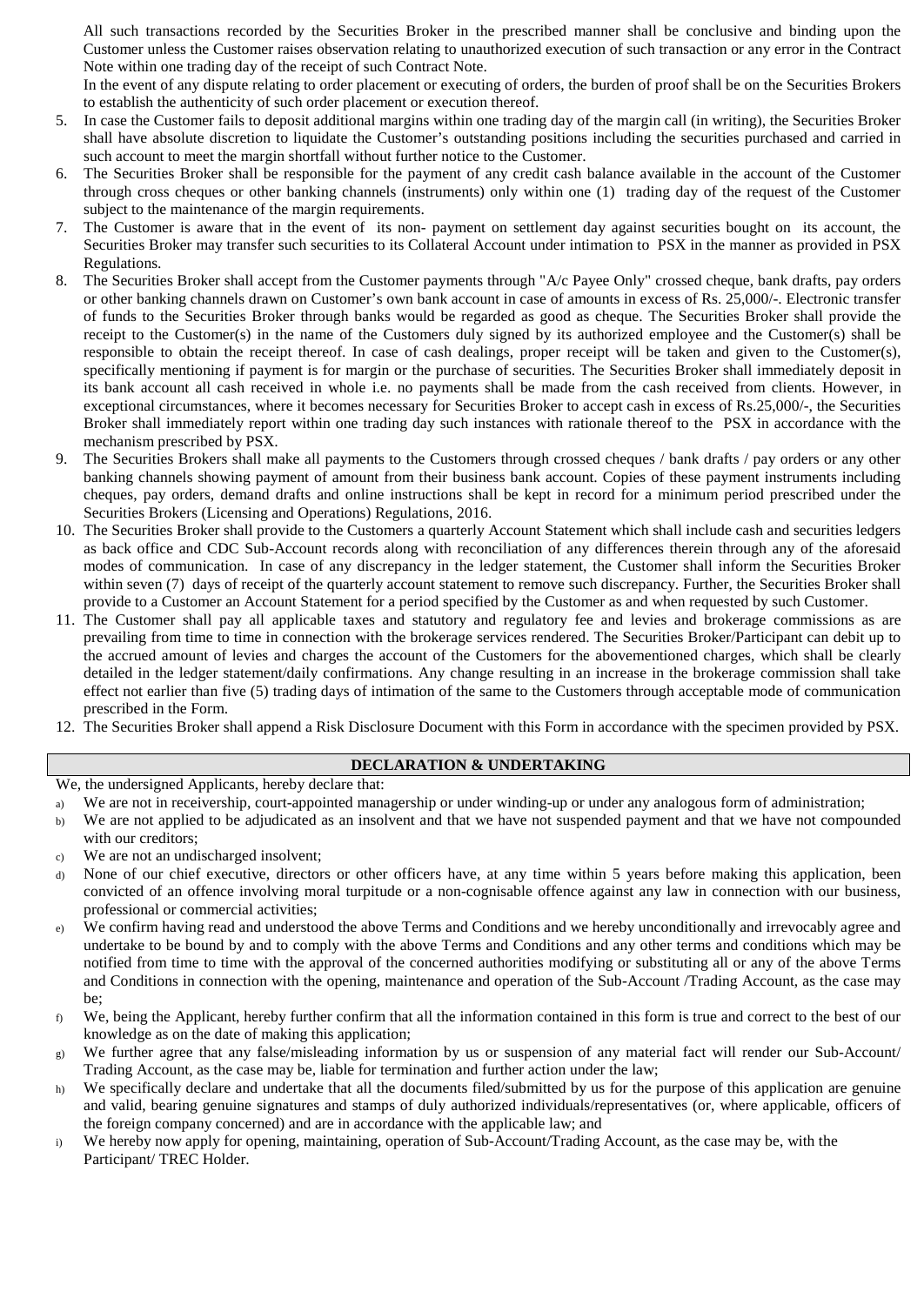All such transactions recorded by the Securities Broker in the prescribed manner shall be conclusive and binding upon the Customer unless the Customer raises observation relating to unauthorized execution of such transaction or any error in the Contract Note within one trading day of the receipt of such Contract Note.

In the event of any dispute relating to order placement or executing of orders, the burden of proof shall be on the Securities Brokers to establish the authenticity of such order placement or execution thereof.

5. In case the Customer fails to deposit additional margins within one trading day of the margin call (in writing), the Securities Broker shall have absolute discretion to liquidate the Customer's outstanding positions including the securities purchased and carried in such account to meet the margin shortfall without further notice to the Customer.
6. The Securities Broker shall be responsible for the payment of any credit cash balance available in the account of the Customer through cross cheques or other banking channels (instruments) only within one (1) trading day of the request of the Customer subject to the maintenance of the margin requirements.
7. The Customer is aware that in the event of its non- payment on settlement day against securities bought on its account, the Securities Broker may transfer such securities to its Collateral Account under intimation to PSX in the manner as provided in PSX Regulations.
8. The Securities Broker shall accept from the Customer payments through "A/c Payee Only" crossed cheque, bank drafts, pay orders or other banking channels drawn on Customer's own bank account in case of amounts in excess of Rs. 25,000/-. Electronic transfer of funds to the Securities Broker through banks would be regarded as good as cheque. The Securities Broker shall provide the receipt to the Customer(s) in the name of the Customers duly signed by its authorized employee and the Customer(s) shall be responsible to obtain the receipt thereof. In case of cash dealings, proper receipt will be taken and given to the Customer(s), specifically mentioning if payment is for margin or the purchase of securities. The Securities Broker shall immediately deposit in its bank account all cash received in whole i.e. no payments shall be made from the cash received from clients. However, in exceptional circumstances, where it becomes necessary for Securities Broker to accept cash in excess of Rs.25,000/-, the Securities Broker shall immediately report within one trading day such instances with rationale thereof to the PSX in accordance with the mechanism prescribed by PSX.
9. The Securities Brokers shall make all payments to the Customers through crossed cheques / bank drafts / pay orders or any other banking channels showing payment of amount from their business bank account. Copies of these payment instruments including cheques, pay orders, demand drafts and online instructions shall be kept in record for a minimum period prescribed under the Securities Brokers (Licensing and Operations) Regulations, 2016.
10. The Securities Broker shall provide to the Customers a quarterly Account Statement which shall include cash and securities ledgers as back office and CDC Sub-Account records along with reconciliation of any differences therein through any of the aforesaid modes of communication. In case of any discrepancy in the ledger statement, the Customer shall inform the Securities Broker within seven (7) days of receipt of the quarterly account statement to remove such discrepancy. Further, the Securities Broker shall provide to a Customer an Account Statement for a period specified by the Customer as and when requested by such Customer.
11. The Customer shall pay all applicable taxes and statutory and regulatory fee and levies and brokerage commissions as are prevailing from time to time in connection with the brokerage services rendered. The Securities Broker/Participant can debit up to the accrued amount of levies and charges the account of the Customers for the abovementioned charges, which shall be clearly detailed in the ledger statement/daily confirmations. Any change resulting in an increase in the brokerage commission shall take effect not earlier than five (5) trading days of intimation of the same to the Customers through acceptable mode of communication prescribed in the Form.
12. The Securities Broker shall append a Risk Disclosure Document with this Form in accordance with the specimen provided by PSX.

## DECLARATION & UNDERTAKING

We, the undersigned Applicants, hereby declare that:

a) We are not in receivership, court-appointed managership or under winding-up or under any analogous form of administration;
b) We are not applied to be adjudicated as an insolvent and that we have not suspended payment and that we have not compounded with our creditors;
c) We are not an undischarged insolvent;
d) None of our chief executive, directors or other officers have, at any time within 5 years before making this application, been convicted of an offence involving moral turpitude or a non-cognisable offence against any law in connection with our business, professional or commercial activities;
e) We confirm having read and understood the above Terms and Conditions and we hereby unconditionally and irrevocably agree and undertake to be bound by and to comply with the above Terms and Conditions and any other terms and conditions which may be notified from time to time with the approval of the concerned authorities modifying or substituting all or any of the above Terms and Conditions in connection with the opening, maintenance and operation of the Sub-Account /Trading Account, as the case may be;
f) We, being the Applicant, hereby further confirm that all the information contained in this form is true and correct to the best of our knowledge as on the date of making this application;
g) We further agree that any false/misleading information by us or suspension of any material fact will render our Sub-Account/ Trading Account, as the case may be, liable for termination and further action under the law;
h) We specifically declare and undertake that all the documents filed/submitted by us for the purpose of this application are genuine and valid, bearing genuine signatures and stamps of duly authorized individuals/representatives (or, where applicable, officers of the foreign company concerned) and are in accordance with the applicable law; and
i) We hereby now apply for opening, maintaining, operation of Sub-Account/Trading Account, as the case may be, with the Participant/ TREC Holder.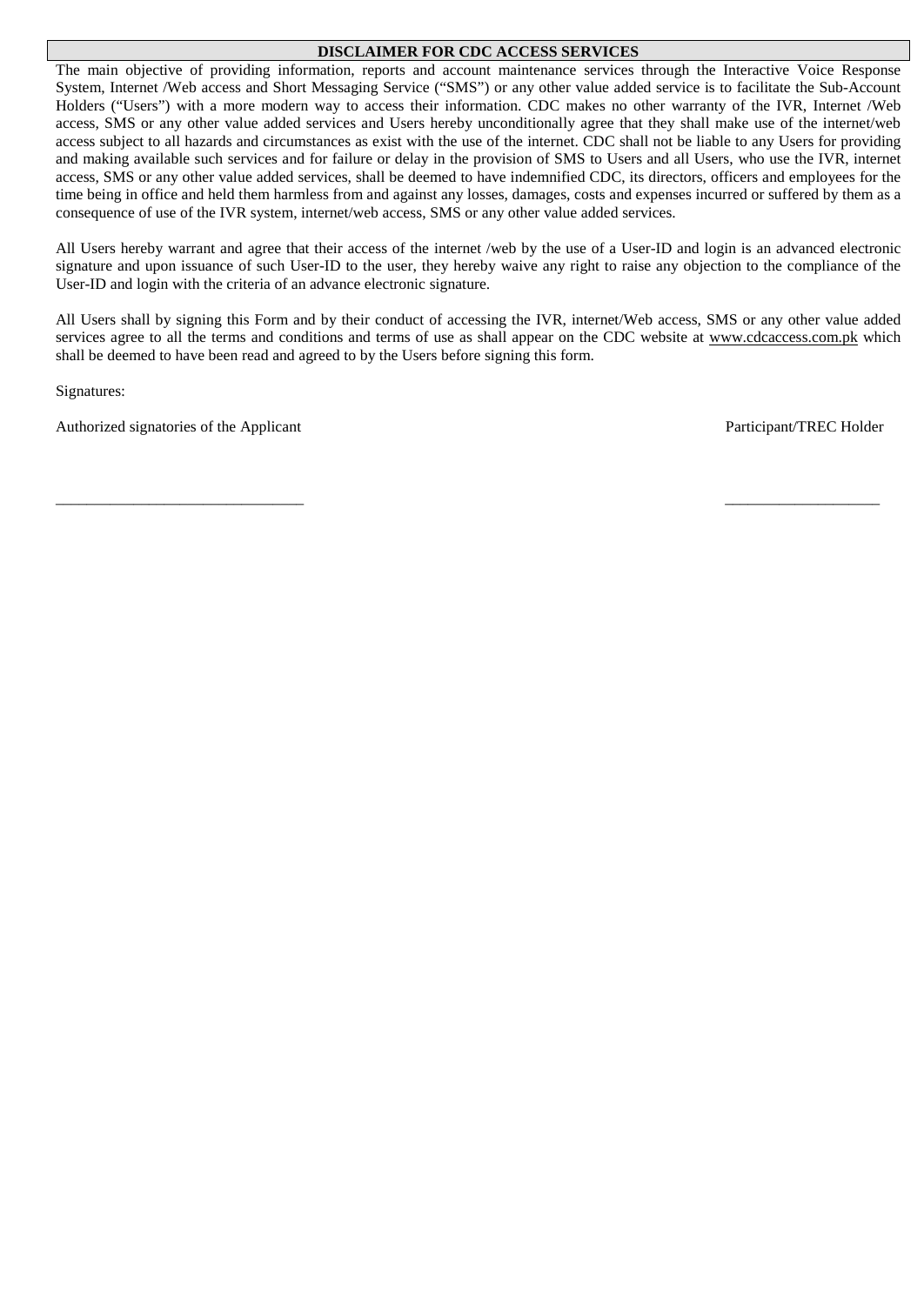## DISCLAIMER FOR CDC ACCESS SERVICES

The main objective of providing information, reports and account maintenance services through the Interactive Voice Response System, Internet /Web access and Short Messaging Service ("SMS") or any other value added service is to facilitate the Sub-Account Holders ("Users") with a more modern way to access their information. CDC makes no other warranty of the IVR, Internet /Web access, SMS or any other value added services and Users hereby unconditionally agree that they shall make use of the internet/web access subject to all hazards and circumstances as exist with the use of the internet. CDC shall not be liable to any Users for providing and making available such services and for failure or delay in the provision of SMS to Users and all Users, who use the IVR, internet access, SMS or any other value added services, shall be deemed to have indemnified CDC, its directors, officers and employees for the time being in office and held them harmless from and against any losses, damages, costs and expenses incurred or suffered by them as a consequence of use of the IVR system, internet/web access, SMS or any other value added services.

All Users hereby warrant and agree that their access of the internet /web by the use of a User-ID and login is an advanced electronic signature and upon issuance of such User-ID to the user, they hereby waive any right to raise any objection to the compliance of the User-ID and login with the criteria of an advance electronic signature.

All Users shall by signing this Form and by their conduct of accessing the IVR, internet/Web access, SMS or any other value added services agree to all the terms and conditions and terms of use as shall appear on the CDC website at www.cdcaccess.com.pk which shall be deemed to have been read and agreed to by the Users before signing this form.

Signatures:

Authorized signatories of the Applicant                                                                 Participant/TREC Holder

________________________________                                                                 ____________________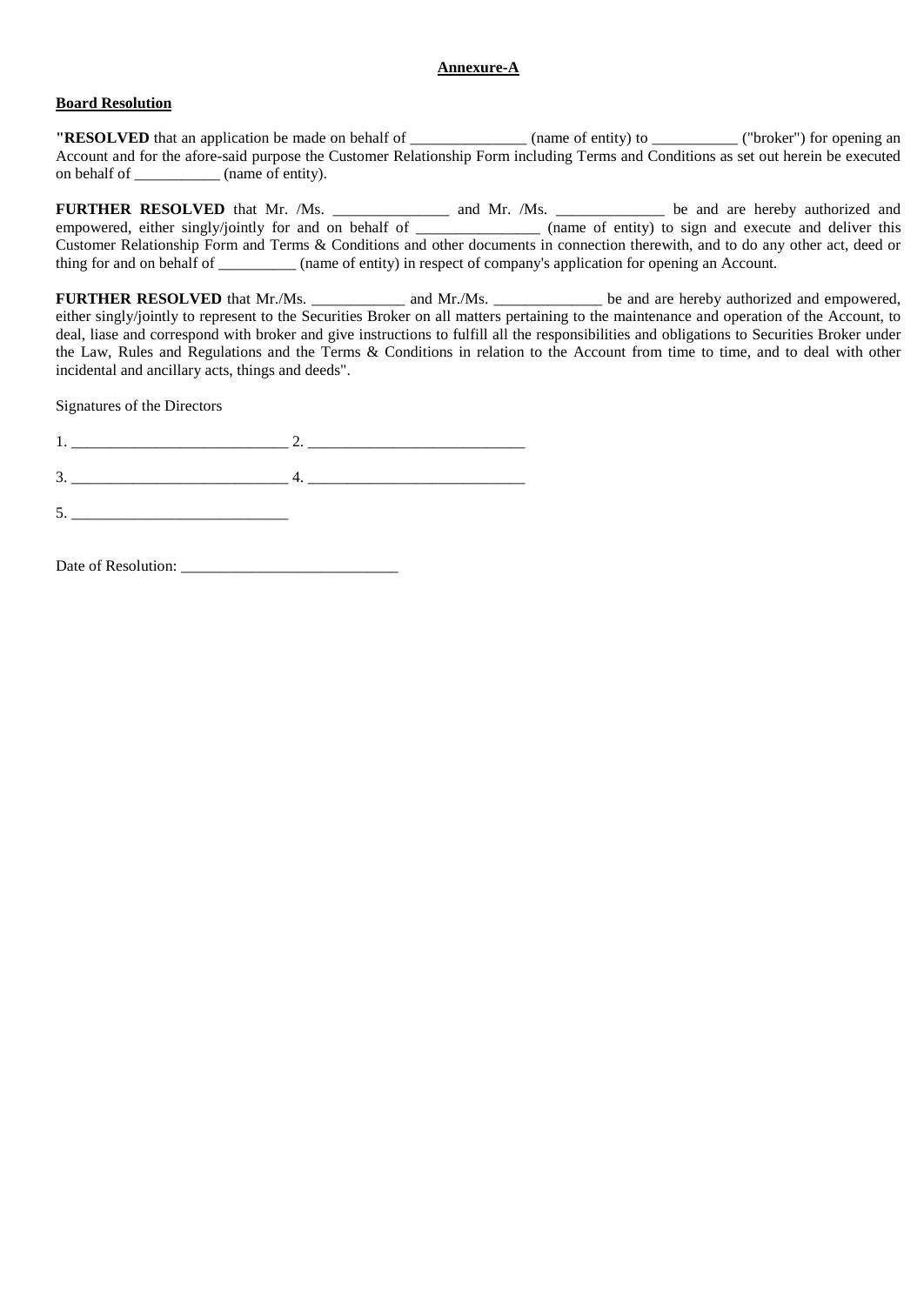**Annexure-A**

**Board Resolution**

**"RESOLVED** that an application be made on behalf of _______________ (name of entity) to ___________ ("broker") for opening an Account and for the afore-said purpose the Customer Relationship Form including Terms and Conditions as set out herein be executed on behalf of ___________ (name of entity).

**FURTHER RESOLVED** that Mr. /Ms. _______________ and Mr. /Ms. ______________ be and are hereby authorized and empowered, either singly/jointly for and on behalf of ________________ (name of entity) to sign and execute and deliver this Customer Relationship Form and Terms & Conditions and other documents in connection therewith, and to do any other act, deed or thing for and on behalf of __________ (name of entity) in respect of company's application for opening an Account.

**FURTHER RESOLVED** that Mr./Ms. ____________ and Mr./Ms. ______________ be and are hereby authorized and empowered, either singly/jointly to represent to the Securities Broker on all matters pertaining to the maintenance and operation of the Account, to deal, liase and correspond with broker and give instructions to fulfill all the responsibilities and obligations to Securities Broker under the Law, Rules and Regulations and the Terms & Conditions in relation to the Account from time to time, and to deal with other incidental and ancillary acts, things and deeds".

Signatures of the Directors

1. ____________________________ 2. ____________________________

3. ____________________________ 4. ____________________________

5. ____________________________

Date of Resolution: ____________________________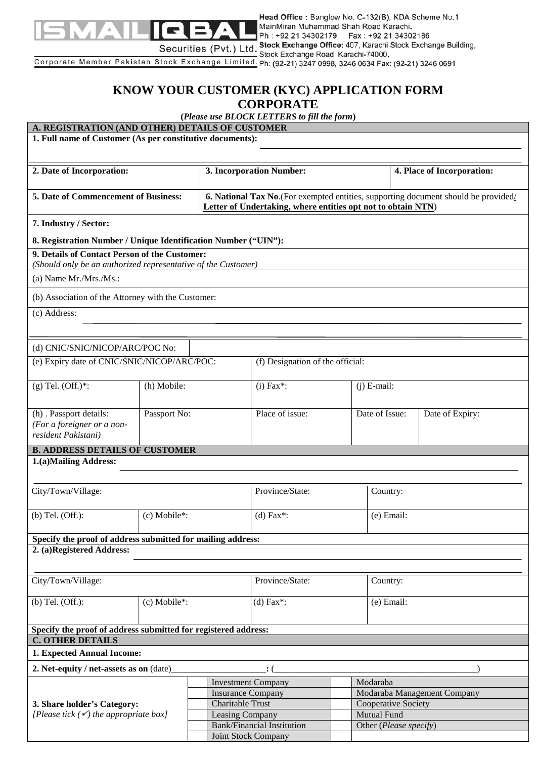ISMAIL IQBAL Securities (Pvt.) Ltd.
Corporate Member Pakistan Stock Exchange Limited.

Head Office : Banglow No. C-132(B), KDA Scheme No.1 MainMiran Muhammad Shah Road Karachi.
Ph : +92 21 34302179 Fax : +92 21 34302186
Stock Exchange Office: 407, Karachi Stock Exchange Building, Stock Exchange Road, Karachi-74000.
Ph: (92-21) 3247 0998, 3246 0634 Fax: (92-21) 3246 0691

# KNOW YOUR CUSTOMER (KYC) APPLICATION FORM
# CORPORATE

**(*Please use BLOCK LETTERS to fill the form*)**

| **A. REGISTRATION (AND OTHER) DETAILS OF CUSTOMER** | | | | |
|---|---|---|---|---|
| **1. Full name of Customer (As per constitutive documents):** | | | | |
| **2. Date of Incorporation:** | | **3. Incorporation Number:** | | **4. Place of Incorporation:** |
| **5. Date of Commencement of Business:** | | **6. National Tax No**.(For exempted entities, supporting document should be provided/ **Letter of Undertaking, where entities opt not to obtain NTN**) | | |
| **7. Industry / Sector:** | | | | |
| **8. Registration Number / Unique Identification Number ("UIN"):** | | | | |
| **9. Details of Contact Person of the Customer:** *(Should only be an authorized representative of the Customer)* | | | | |
| (a) Name Mr./Mrs./Ms.: | | | | |
| (b) Association of the Attorney with the Customer: | | | | |
| (c) Address: | | | | |
| (d) CNIC/SNIC/NICOP/ARC/POC No: | | | | |
| (e) Expiry date of CNIC/SNIC/NICOP/ARC/POC: | | (f) Designation of the official: | | |
| (g) Tel. (Off.)*: | (h) Mobile: | (i) Fax*: | (j) E-mail: | |
| (h) . Passport details: *(For a foreigner or a non-resident Pakistani)* | Passport No: | Place of issue: | Date of Issue: | Date of Expiry: |

| **B. ADDRESS DETAILS OF CUSTOMER** | | | |
|---|---|---|---|
| **1.(a)Mailing Address:** | | | |
| City/Town/Village: | | Province/State: | Country: |
| (b) Tel. (Off.): | (c) Mobile*: | (d) Fax*: | (e) Email: |
| **Specify the proof of address submitted for mailing address:** | | | |
| **2. (a)Registered Address:** | | | |
| City/Town/Village: | | Province/State: | Country: |
| (b) Tel. (Off.): | (c) Mobile*: | (d) Fax*: | (e) Email: |
| **Specify the proof of address submitted for registered address:** | | | |

| **C. OTHER DETAILS** | | | | |
|---|---|---|---|---|
| **1. Expected Annual Income:** | | | | |
| **2. Net-equity / net-assets as on** (date)____________________**:** (____________________________________________) | | | | |
| **3. Share holder's Category:** *[Please tick (✓) the appropriate box]* | | Investment Company | | Modaraba |
| | | Insurance Company | | Modaraba Management Company |
| | | Charitable Trust | | Cooperative Society |
| | | Leasing Company | | Mutual Fund |
| | | Bank/Financial Institution | | Other (*Please specify*) |
| | | Joint Stock Company | | |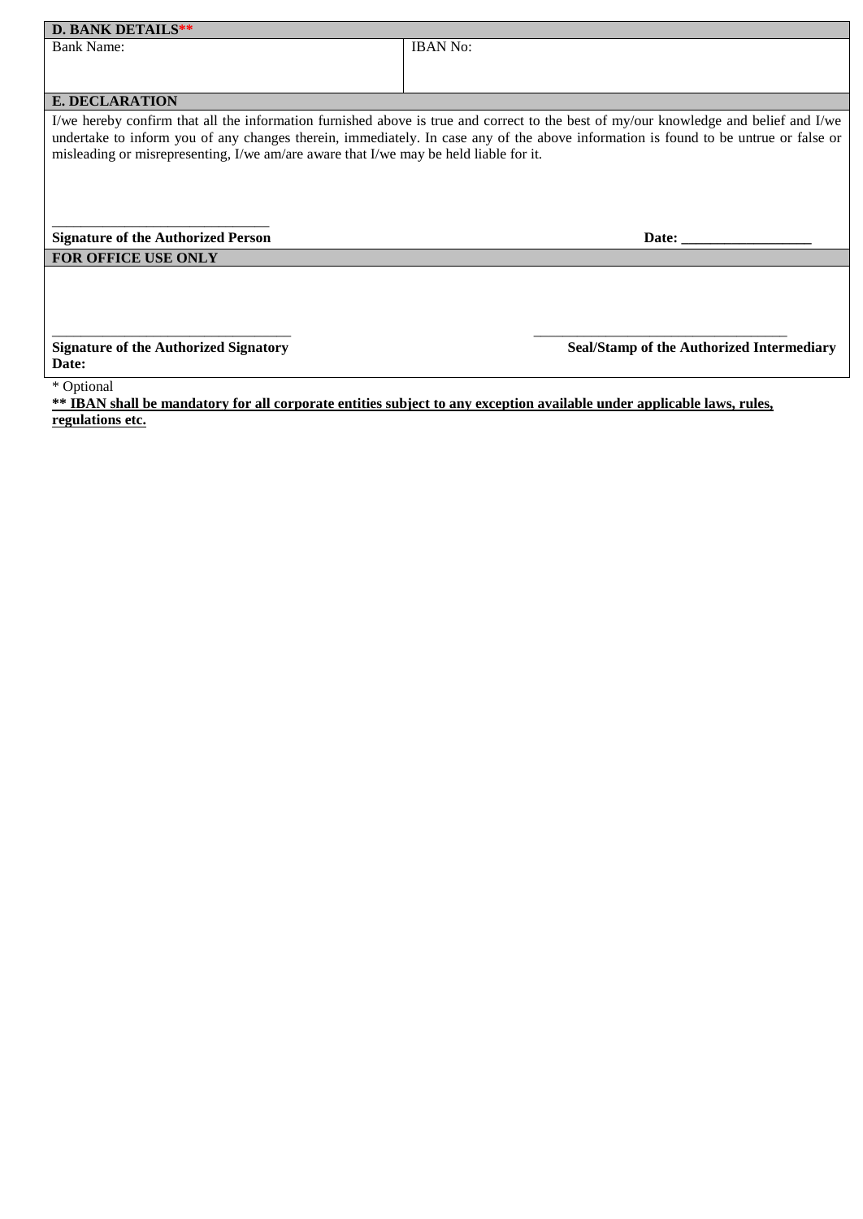## D. BANK DETAILS**

| Bank Name: | IBAN No: |
| --- | --- |

## E. DECLARATION

I/we hereby confirm that all the information furnished above is true and correct to the best of my/our knowledge and belief and I/we undertake to inform you of any changes therein, immediately. In case any of the above information is found to be untrue or false or misleading or misrepresenting, I/we am/are aware that I/we may be held liable for it.

______________________________

**Signature of the Authorized Person**

**Date: __________________**

## FOR OFFICE USE ONLY

_________________________________

**Signature of the Authorized Signatory**

**Date:**

_____________________________________

**Seal/Stamp of the Authorized Intermediary**

* Optional

**<u>** IBAN shall be mandatory for all corporate entities subject to any exception available under applicable laws, rules, regulations etc.</u>**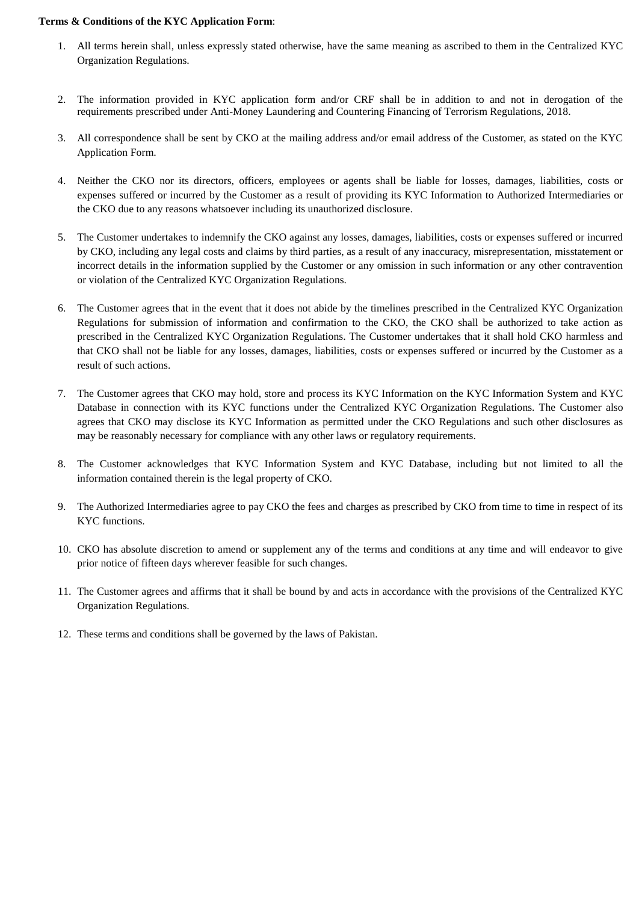**Terms & Conditions of the KYC Application Form**:

1. All terms herein shall, unless expressly stated otherwise, have the same meaning as ascribed to them in the Centralized KYC Organization Regulations.

2. The information provided in KYC application form and/or CRF shall be in addition to and not in derogation of the requirements prescribed under Anti-Money Laundering and Countering Financing of Terrorism Regulations, 2018.

3. All correspondence shall be sent by CKO at the mailing address and/or email address of the Customer, as stated on the KYC Application Form.

4. Neither the CKO nor its directors, officers, employees or agents shall be liable for losses, damages, liabilities, costs or expenses suffered or incurred by the Customer as a result of providing its KYC Information to Authorized Intermediaries or the CKO due to any reasons whatsoever including its unauthorized disclosure.

5. The Customer undertakes to indemnify the CKO against any losses, damages, liabilities, costs or expenses suffered or incurred by CKO, including any legal costs and claims by third parties, as a result of any inaccuracy, misrepresentation, misstatement or incorrect details in the information supplied by the Customer or any omission in such information or any other contravention or violation of the Centralized KYC Organization Regulations.

6. The Customer agrees that in the event that it does not abide by the timelines prescribed in the Centralized KYC Organization Regulations for submission of information and confirmation to the CKO, the CKO shall be authorized to take action as prescribed in the Centralized KYC Organization Regulations. The Customer undertakes that it shall hold CKO harmless and that CKO shall not be liable for any losses, damages, liabilities, costs or expenses suffered or incurred by the Customer as a result of such actions.

7. The Customer agrees that CKO may hold, store and process its KYC Information on the KYC Information System and KYC Database in connection with its KYC functions under the Centralized KYC Organization Regulations. The Customer also agrees that CKO may disclose its KYC Information as permitted under the CKO Regulations and such other disclosures as may be reasonably necessary for compliance with any other laws or regulatory requirements.

8. The Customer acknowledges that KYC Information System and KYC Database, including but not limited to all the information contained therein is the legal property of CKO.

9. The Authorized Intermediaries agree to pay CKO the fees and charges as prescribed by CKO from time to time in respect of its KYC functions.

10. CKO has absolute discretion to amend or supplement any of the terms and conditions at any time and will endeavor to give prior notice of fifteen days wherever feasible for such changes.

11. The Customer agrees and affirms that it shall be bound by and acts in accordance with the provisions of the Centralized KYC Organization Regulations.

12. These terms and conditions shall be governed by the laws of Pakistan.